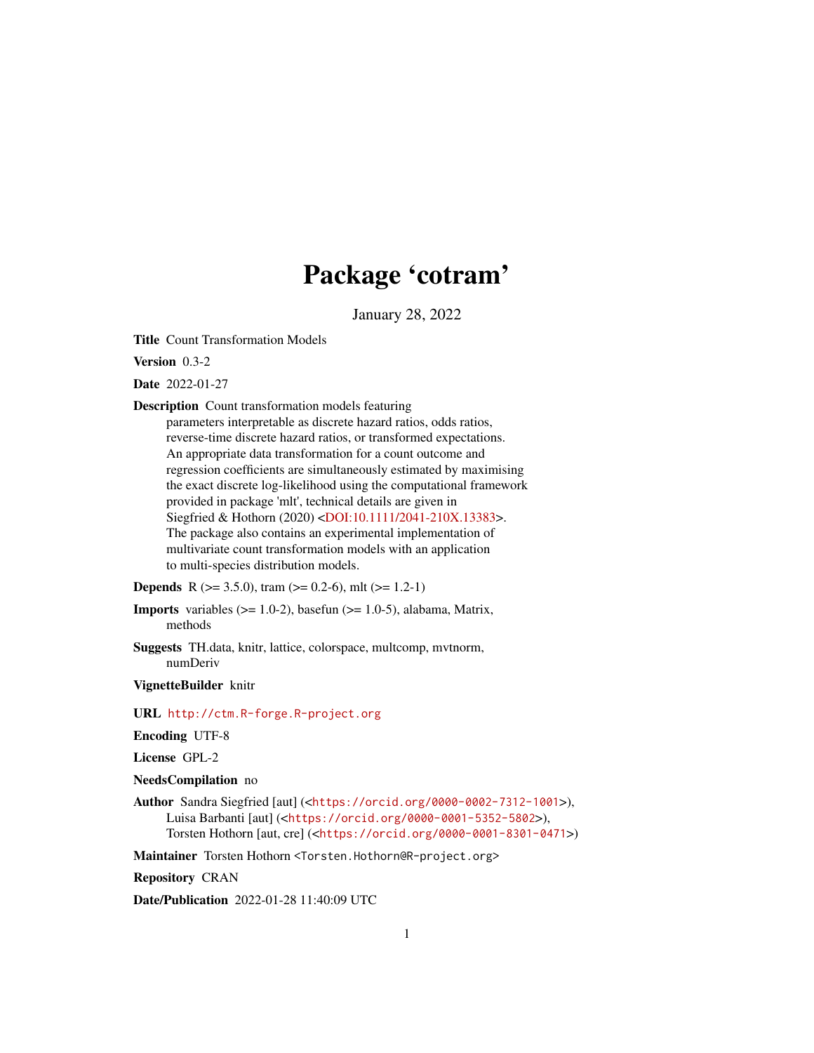# Package 'cotram'

January 28, 2022

**Title** Count Transformation Models

**Version** 0.3-2

**Date** 2022-01-27

**Description** Count transformation models featuring parameters interpretable as discrete hazard ratios, odds ratios, reverse-time discrete hazard ratios, or transformed expectations. An appropriate data transformation for a count outcome and regression coefficients are simultaneously estimated by maximising the exact discrete log-likelihood using the computational framework provided in package 'mlt', technical details are given in Siegfried & Hothorn (2020) <DOI:10.1111/2041-210X.13383>. The package also contains an experimental implementation of multivariate count transformation models with an application to multi-species distribution models.

**Depends** R (>= 3.5.0), tram (>= 0.2-6), mlt (>= 1.2-1)

**Imports** variables (>= 1.0-2), basefun (>= 1.0-5), alabama, Matrix, methods

**Suggests** TH.data, knitr, lattice, colorspace, multcomp, mvtnorm, numDeriv

**VignetteBuilder** knitr

**URL** http://ctm.R-forge.R-project.org

**Encoding** UTF-8

**License** GPL-2

**NeedsCompilation** no

**Author** Sandra Siegfried [aut] (<https://orcid.org/0000-0002-7312-1001>), Luisa Barbanti [aut] (<https://orcid.org/0000-0001-5352-5802>), Torsten Hothorn [aut, cre] (<https://orcid.org/0000-0001-8301-0471>)

**Maintainer** Torsten Hothorn <Torsten.Hothorn@R-project.org>

**Repository** CRAN

**Date/Publication** 2022-01-28 11:40:09 UTC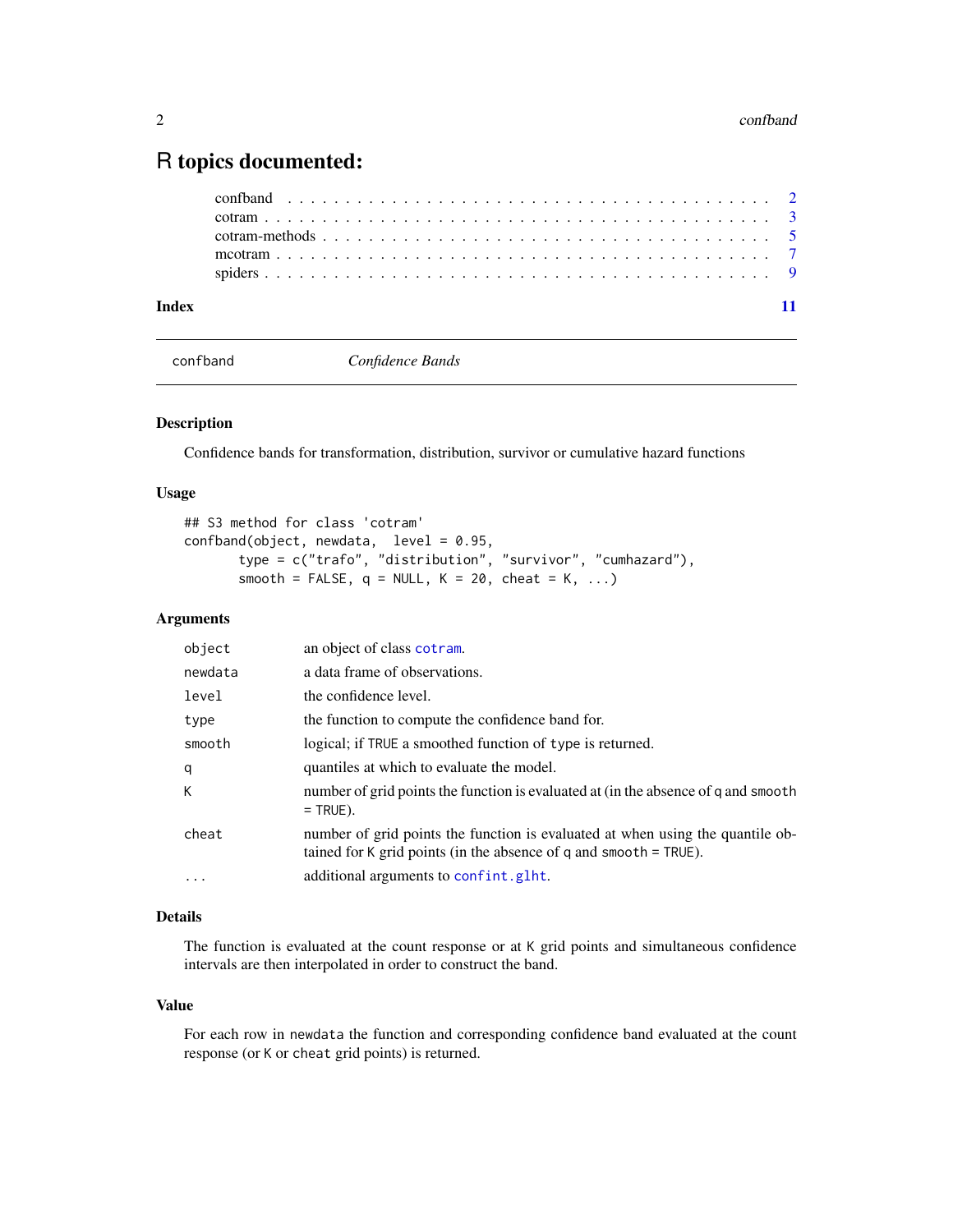# R topics documented:

| | |
|---|---|
| confband | 2 |
| cotram | 3 |
| cotram-methods | 5 |
| mcotram | 7 |
| spiders | 9 |
| **Index** | **11** |

---

## confband — *Confidence Bands*

### Description

Confidence bands for transformation, distribution, survivor or cumulative hazard functions

### Usage

```
## S3 method for class 'cotram'
confband(object, newdata,  level = 0.95,
       type = c("trafo", "distribution", "survivor", "cumhazard"),
       smooth = FALSE, q = NULL, K = 20, cheat = K, ...)
```

### Arguments

| | |
|---|---|
| `object` | an object of class `cotram`. |
| `newdata` | a data frame of observations. |
| `level` | the confidence level. |
| `type` | the function to compute the confidence band for. |
| `smooth` | logical; if `TRUE` a smoothed function of `type` is returned. |
| `q` | quantiles at which to evaluate the model. |
| `K` | number of grid points the function is evaluated at (in the absence of `q` and `smooth = TRUE`). |
| `cheat` | number of grid points the function is evaluated at when using the quantile obtained for `K` grid points (in the absence of `q` and `smooth = TRUE`). |
| `...` | additional arguments to `confint.glht`. |

### Details

The function is evaluated at the count response or at `K` grid points and simultaneous confidence intervals are then interpolated in order to construct the band.

### Value

For each row in `newdata` the function and corresponding confidence band evaluated at the count response (or `K` or `cheat` grid points) is returned.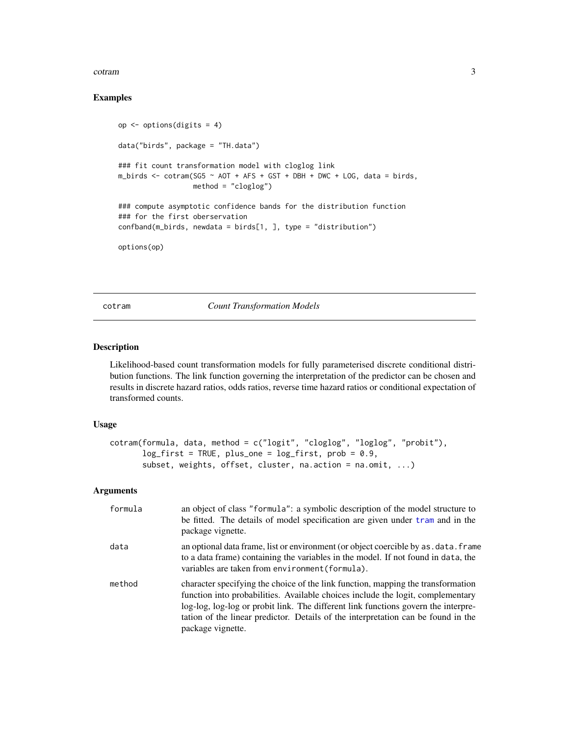### Examples

```
op <- options(digits = 4)

data("birds", package = "TH.data")

### fit count transformation model with cloglog link
m_birds <- cotram(SG5 ~ AOT + AFS + GST + DBH + DWC + LOG, data = birds,
                  method = "cloglog")

### compute asymptotic confidence bands for the distribution function
### for the first oberservation
confband(m_birds, newdata = birds[1, ], type = "distribution")

options(op)
```

---

## cotram — *Count Transformation Models*

### Description

Likelihood-based count transformation models for fully parameterised discrete conditional distribution functions. The link function governing the interpretation of the predictor can be chosen and results in discrete hazard ratios, odds ratios, reverse time hazard ratios or conditional expectation of transformed counts.

### Usage

```
cotram(formula, data, method = c("logit", "cloglog", "loglog", "probit"),
       log_first = TRUE, plus_one = log_first, prob = 0.9,
       subset, weights, offset, cluster, na.action = na.omit, ...)
```

### Arguments

| | |
|---|---|
| `formula` | an object of class "formula": a symbolic description of the model structure to be fitted. The details of model specification are given under `tram` and in the package vignette. |
| `data` | an optional data frame, list or environment (or object coercible by `as.data.frame` to a data frame) containing the variables in the model. If not found in `data`, the variables are taken from `environment(formula)`. |
| `method` | character specifying the choice of the link function, mapping the transformation function into probabilities. Available choices include the logit, complementary log-log, log-log or probit link. The different link functions govern the interpretation of the linear predictor. Details of the interpretation can be found in the package vignette. |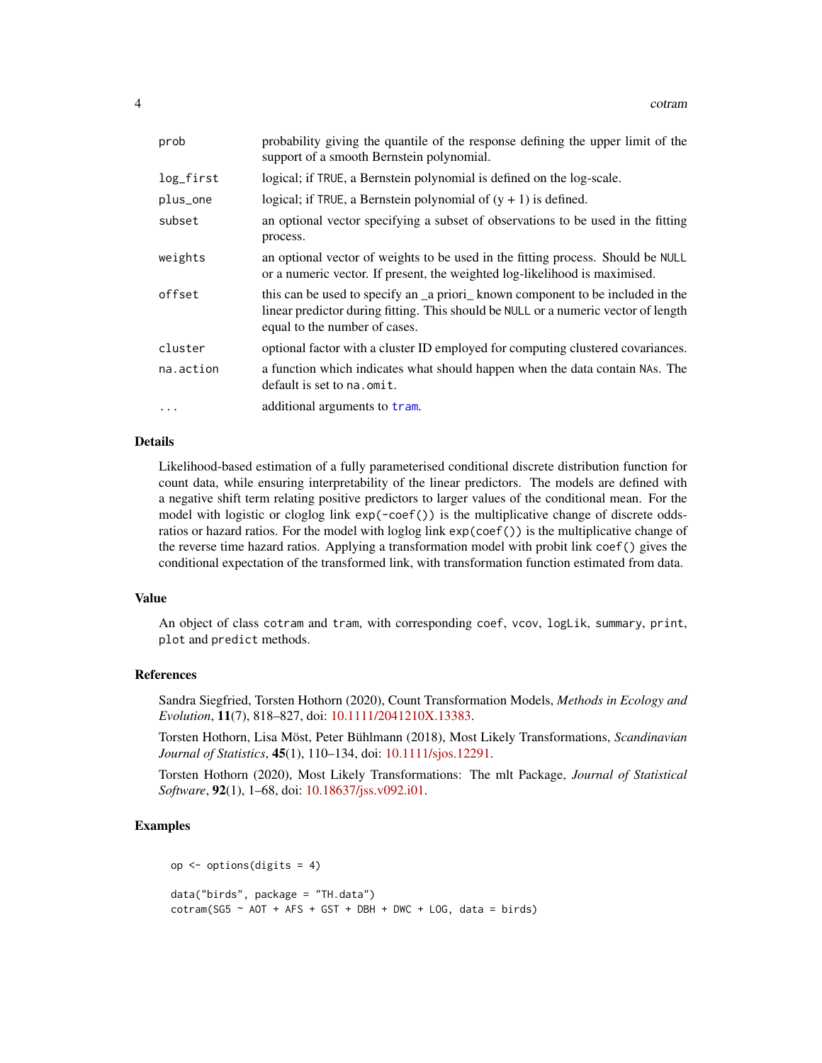| | |
|---|---|
| prob | probability giving the quantile of the response defining the upper limit of the support of a smooth Bernstein polynomial. |
| log_first | logical; if TRUE, a Bernstein polynomial is defined on the log-scale. |
| plus_one | logical; if TRUE, a Bernstein polynomial of (y + 1) is defined. |
| subset | an optional vector specifying a subset of observations to be used in the fitting process. |
| weights | an optional vector of weights to be used in the fitting process. Should be NULL or a numeric vector. If present, the weighted log-likelihood is maximised. |
| offset | this can be used to specify an _a priori_ known component to be included in the linear predictor during fitting. This should be NULL or a numeric vector of length equal to the number of cases. |
| cluster | optional factor with a cluster ID employed for computing clustered covariances. |
| na.action | a function which indicates what should happen when the data contain NAs. The default is set to na.omit. |
| ... | additional arguments to tram. |

## Details

Likelihood-based estimation of a fully parameterised conditional discrete distribution function for count data, while ensuring interpretability of the linear predictors. The models are defined with a negative shift term relating positive predictors to larger values of the conditional mean. For the model with logistic or cloglog link exp(-coef()) is the multiplicative change of discrete odds-ratios or hazard ratios. For the model with loglog link exp(coef()) is the multiplicative change of the reverse time hazard ratios. Applying a transformation model with probit link coef() gives the conditional expectation of the transformed link, with transformation function estimated from data.

## Value

An object of class cotram and tram, with corresponding coef, vcov, logLik, summary, print, plot and predict methods.

## References

Sandra Siegfried, Torsten Hothorn (2020), Count Transformation Models, *Methods in Ecology and Evolution*, **11**(7), 818–827, doi: 10.1111/2041210X.13383.

Torsten Hothorn, Lisa Möst, Peter Bühlmann (2018), Most Likely Transformations, *Scandinavian Journal of Statistics*, **45**(1), 110–134, doi: 10.1111/sjos.12291.

Torsten Hothorn (2020), Most Likely Transformations: The mlt Package, *Journal of Statistical Software*, **92**(1), 1–68, doi: 10.18637/jss.v092.i01.

## Examples

```
op <- options(digits = 4)

data("birds", package = "TH.data")
cotram(SG5 ~ AOT + AFS + GST + DBH + DWC + LOG, data = birds)
```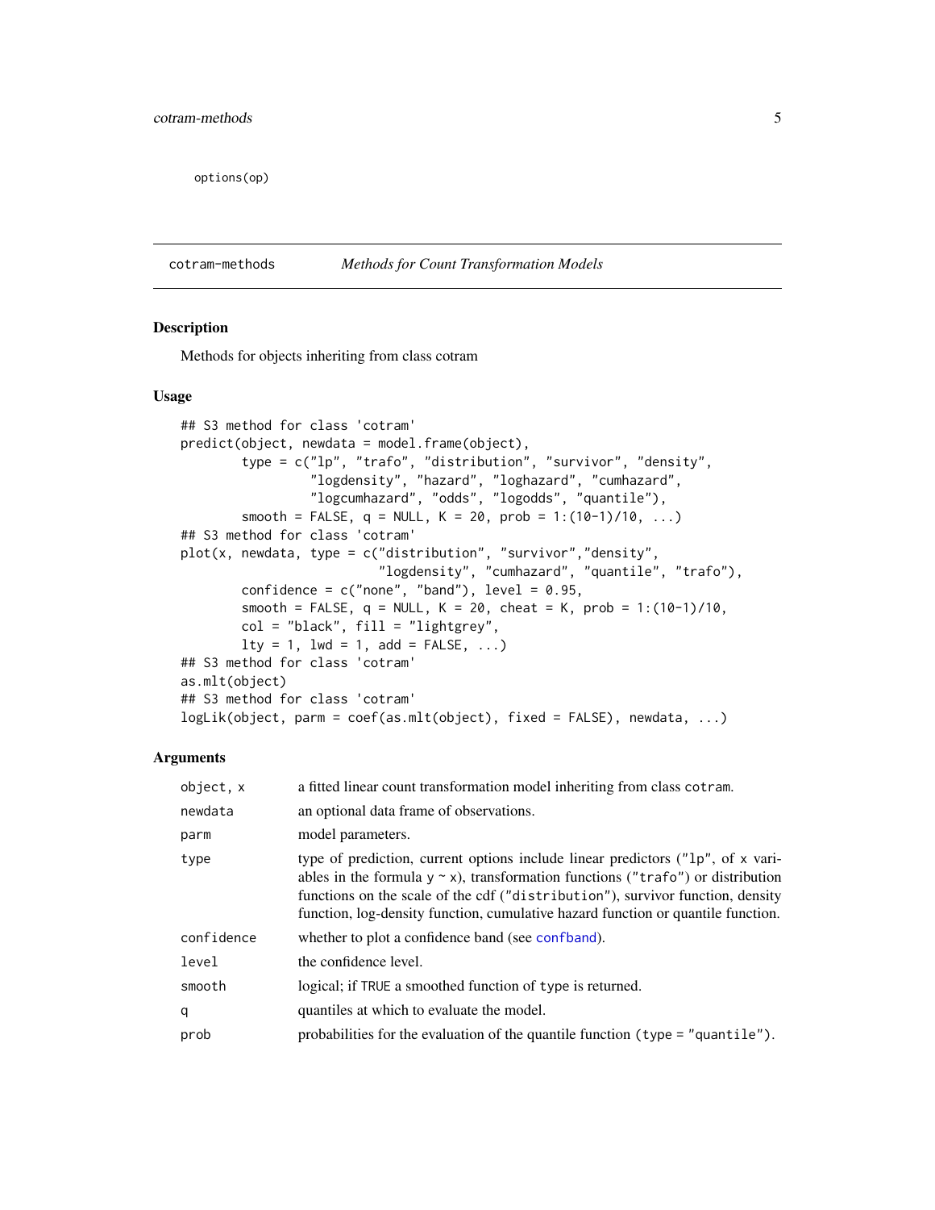```
options(op)
```

## cotram-methods *Methods for Count Transformation Models*

### Description

Methods for objects inheriting from class cotram

### Usage

```
## S3 method for class 'cotram'
predict(object, newdata = model.frame(object),
        type = c("lp", "trafo", "distribution", "survivor", "density",
                 "logdensity", "hazard", "loghazard", "cumhazard",
                 "logcumhazard", "odds", "logodds", "quantile"),
        smooth = FALSE, q = NULL, K = 20, prob = 1:(10-1)/10, ...)
## S3 method for class 'cotram'
plot(x, newdata, type = c("distribution", "survivor","density",
                         "logdensity", "cumhazard", "quantile", "trafo"),
        confidence = c("none", "band"), level = 0.95,
        smooth = FALSE, q = NULL, K = 20, cheat = K, prob = 1:(10-1)/10,
        col = "black", fill = "lightgrey",
        lty = 1, lwd = 1, add = FALSE, ...)
## S3 method for class 'cotram'
as.mlt(object)
## S3 method for class 'cotram'
logLik(object, parm = coef(as.mlt(object), fixed = FALSE), newdata, ...)
```

### Arguments

| | |
|---|---|
| `object, x` | a fitted linear count transformation model inheriting from class `cotram`. |
| `newdata` | an optional data frame of observations. |
| `parm` | model parameters. |
| `type` | type of prediction, current options include linear predictors (`"lp"`, of `x` variables in the formula `y ~ x`), transformation functions (`"trafo"`) or distribution functions on the scale of the cdf (`"distribution"`), survivor function, density function, log-density function, cumulative hazard function or quantile function. |
| `confidence` | whether to plot a confidence band (see `confband`). |
| `level` | the confidence level. |
| `smooth` | logical; if `TRUE` a smoothed function of `type` is returned. |
| `q` | quantiles at which to evaluate the model. |
| `prob` | probabilities for the evaluation of the quantile function (`type = "quantile"`). |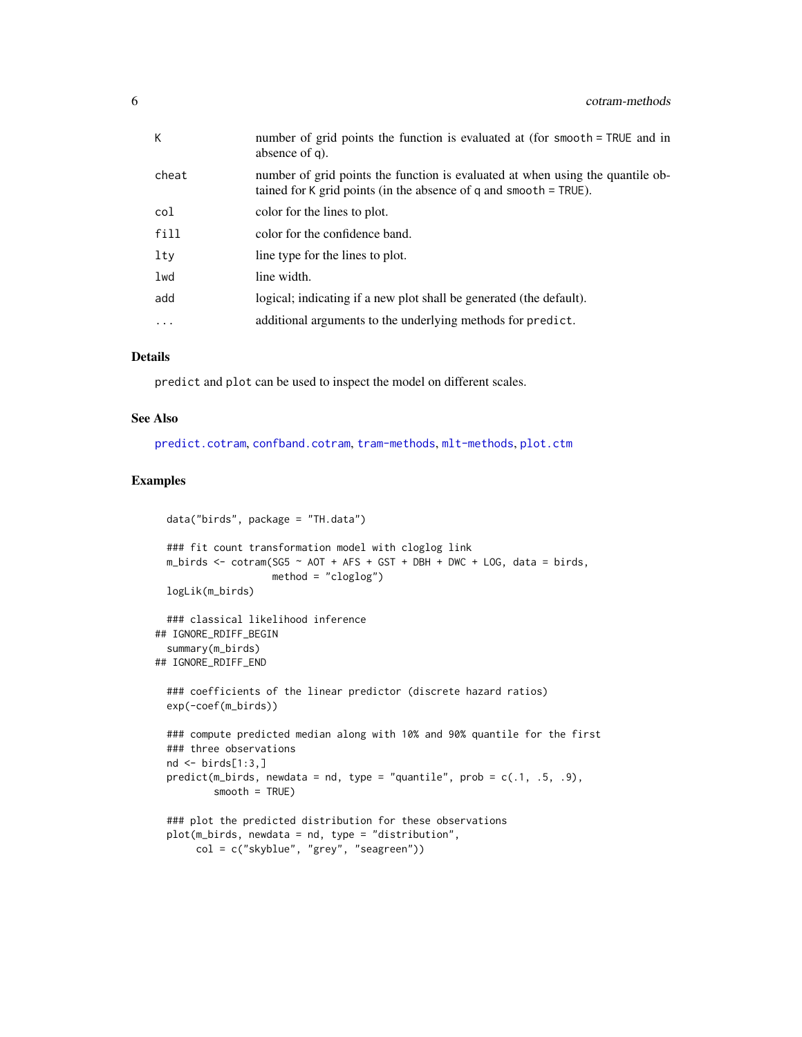| | |
|---|---|
| K | number of grid points the function is evaluated at (for smooth = TRUE and in absence of q). |
| cheat | number of grid points the function is evaluated at when using the quantile obtained for K grid points (in the absence of q and smooth = TRUE). |
| col | color for the lines to plot. |
| fill | color for the confidence band. |
| lty | line type for the lines to plot. |
| lwd | line width. |
| add | logical; indicating if a new plot shall be generated (the default). |
| ... | additional arguments to the underlying methods for predict. |

## Details

predict and plot can be used to inspect the model on different scales.

## See Also

predict.cotram, confband.cotram, tram-methods, mlt-methods, plot.ctm

## Examples

```
  data("birds", package = "TH.data")

  ### fit count transformation model with cloglog link
  m_birds <- cotram(SG5 ~ AOT + AFS + GST + DBH + DWC + LOG, data = birds,
                    method = "cloglog")
  logLik(m_birds)

  ### classical likelihood inference
## IGNORE_RDIFF_BEGIN
  summary(m_birds)
## IGNORE_RDIFF_END

  ### coefficients of the linear predictor (discrete hazard ratios)
  exp(-coef(m_birds))

  ### compute predicted median along with 10% and 90% quantile for the first
  ### three observations
  nd <- birds[1:3,]
  predict(m_birds, newdata = nd, type = "quantile", prob = c(.1, .5, .9),
          smooth = TRUE)

  ### plot the predicted distribution for these observations
  plot(m_birds, newdata = nd, type = "distribution",
       col = c("skyblue", "grey", "seagreen"))
```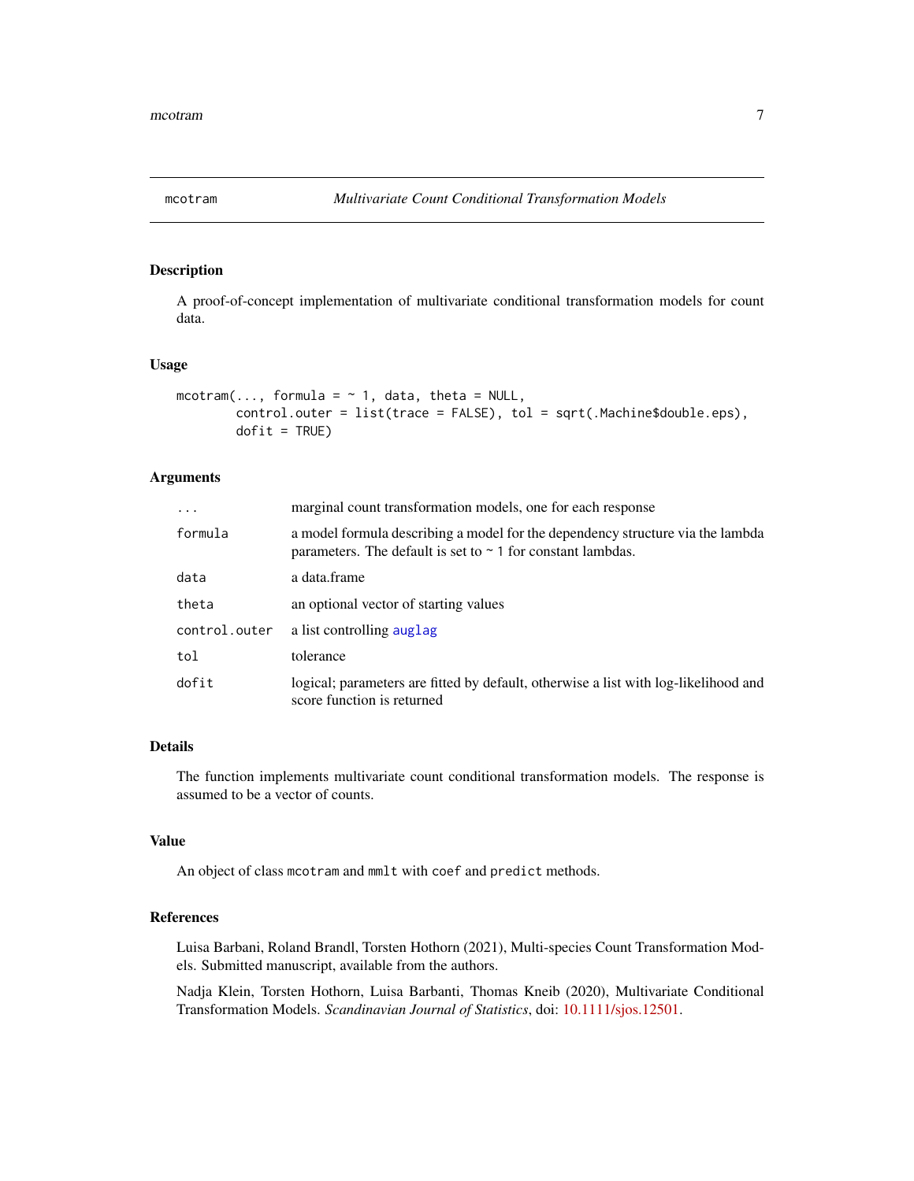## mcotram — *Multivariate Count Conditional Transformation Models*

### Description

A proof-of-concept implementation of multivariate conditional transformation models for count data.

### Usage

```
mcotram(..., formula = ~ 1, data, theta = NULL,
        control.outer = list(trace = FALSE), tol = sqrt(.Machine$double.eps),
        dofit = TRUE)
```

### Arguments

| Argument | Description |
|---|---|
| `...` | marginal count transformation models, one for each response |
| `formula` | a model formula describing a model for the dependency structure via the lambda parameters. The default is set to `~ 1` for constant lambdas. |
| `data` | a data.frame |
| `theta` | an optional vector of starting values |
| `control.outer` | a list controlling `auglag` |
| `tol` | tolerance |
| `dofit` | logical; parameters are fitted by default, otherwise a list with log-likelihood and score function is returned |

### Details

The function implements multivariate count conditional transformation models. The response is assumed to be a vector of counts.

### Value

An object of class `mcotram` and `mmlt` with `coef` and `predict` methods.

### References

Luisa Barbani, Roland Brandl, Torsten Hothorn (2021), Multi-species Count Transformation Models. Submitted manuscript, available from the authors.

Nadja Klein, Torsten Hothorn, Luisa Barbanti, Thomas Kneib (2020), Multivariate Conditional Transformation Models. *Scandinavian Journal of Statistics*, doi: 10.1111/sjos.12501.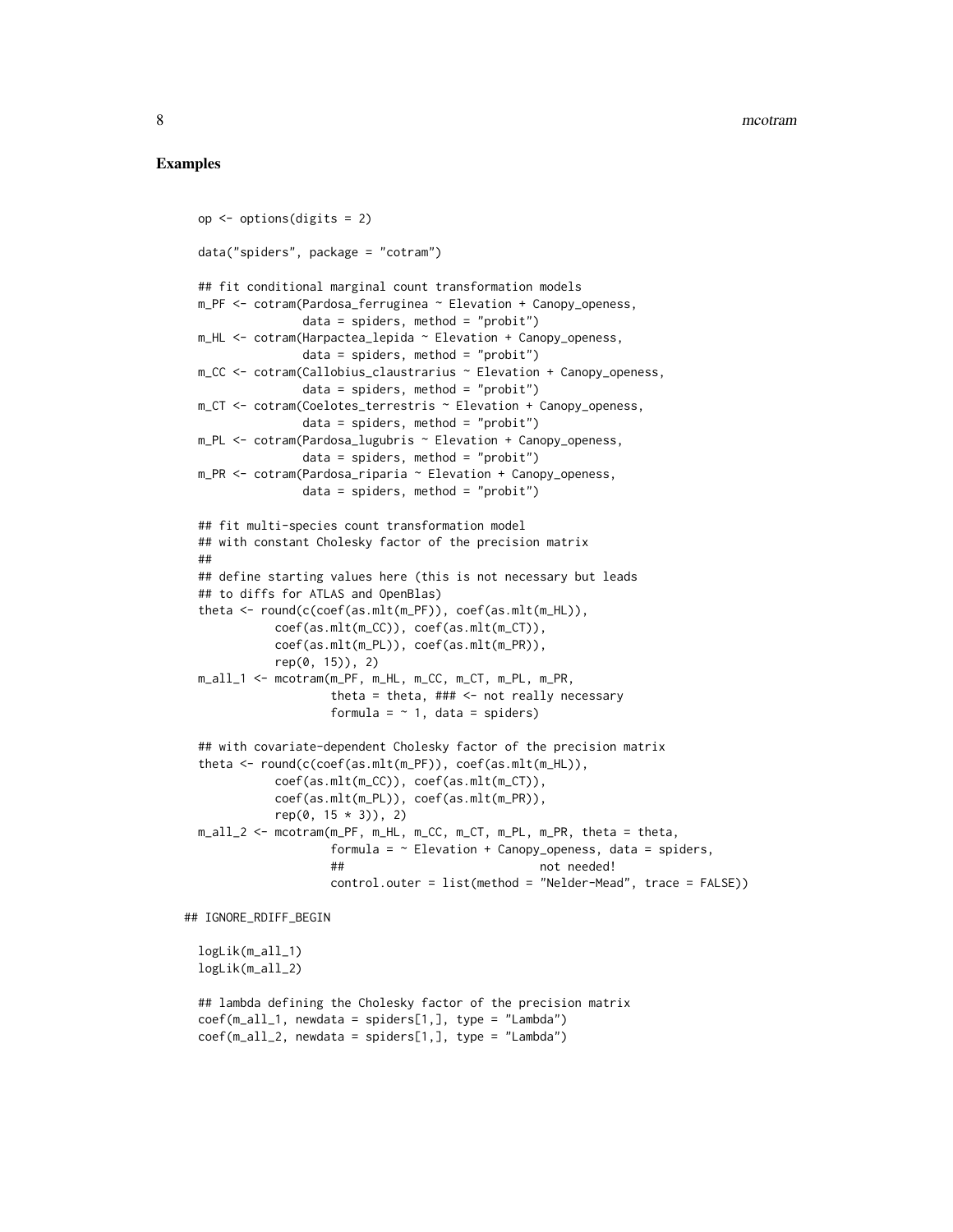## Examples

```
op <- options(digits = 2)

data("spiders", package = "cotram")

## fit conditional marginal count transformation models
m_PF <- cotram(Pardosa_ferruginea ~ Elevation + Canopy_openess,
               data = spiders, method = "probit")
m_HL <- cotram(Harpactea_lepida ~ Elevation + Canopy_openess,
               data = spiders, method = "probit")
m_CC <- cotram(Callobius_claustrarius ~ Elevation + Canopy_openess,
               data = spiders, method = "probit")
m_CT <- cotram(Coelotes_terrestris ~ Elevation + Canopy_openess,
               data = spiders, method = "probit")
m_PL <- cotram(Pardosa_lugubris ~ Elevation + Canopy_openess,
               data = spiders, method = "probit")
m_PR <- cotram(Pardosa_riparia ~ Elevation + Canopy_openess,
               data = spiders, method = "probit")

## fit multi-species count transformation model
## with constant Cholesky factor of the precision matrix
##
## define starting values here (this is not necessary but leads
## to diffs for ATLAS and OpenBlas)
theta <- round(c(coef(as.mlt(m_PF)), coef(as.mlt(m_HL)),
           coef(as.mlt(m_CC)), coef(as.mlt(m_CT)),
           coef(as.mlt(m_PL)), coef(as.mlt(m_PR)),
           rep(0, 15)), 2)
m_all_1 <- mcotram(m_PF, m_HL, m_CC, m_CT, m_PL, m_PR,
                   theta = theta, ### <- not really necessary
                   formula = ~ 1, data = spiders)

## with covariate-dependent Cholesky factor of the precision matrix
theta <- round(c(coef(as.mlt(m_PF)), coef(as.mlt(m_HL)),
           coef(as.mlt(m_CC)), coef(as.mlt(m_CT)),
           coef(as.mlt(m_PL)), coef(as.mlt(m_PR)),
           rep(0, 15 * 3)), 2)
m_all_2 <- mcotram(m_PF, m_HL, m_CC, m_CT, m_PL, m_PR, theta = theta,
                   formula = ~ Elevation + Canopy_openess, data = spiders,
                   ##                          not needed!
                   control.outer = list(method = "Nelder-Mead", trace = FALSE))

## IGNORE_RDIFF_BEGIN

logLik(m_all_1)
logLik(m_all_2)

## lambda defining the Cholesky factor of the precision matrix
coef(m_all_1, newdata = spiders[1,], type = "Lambda")
coef(m_all_2, newdata = spiders[1,], type = "Lambda")
```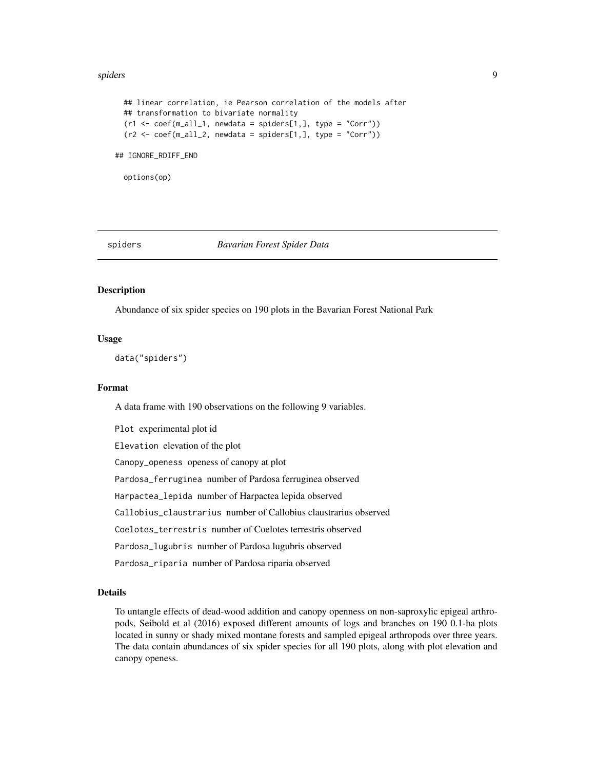```
  ## linear correlation, ie Pearson correlation of the models after
  ## transformation to bivariate normality
  (r1 <- coef(m_all_1, newdata = spiders[1,], type = "Corr"))
  (r2 <- coef(m_all_2, newdata = spiders[1,], type = "Corr"))

## IGNORE_RDIFF_END

  options(op)
```

---

spiders *Bavarian Forest Spider Data*

---

## Description

Abundance of six spider species on 190 plots in the Bavarian Forest National Park

## Usage

```
data("spiders")
```

## Format

A data frame with 190 observations on the following 9 variables.

`Plot` experimental plot id

`Elevation` elevation of the plot

`Canopy_openess` openess of canopy at plot

`Pardosa_ferruginea` number of Pardosa ferruginea observed

`Harpactea_lepida` number of Harpactea lepida observed

`Callobius_claustrarius` number of Callobius claustrarius observed

`Coelotes_terrestris` number of Coelotes terrestris observed

`Pardosa_lugubris` number of Pardosa lugubris observed

`Pardosa_riparia` number of Pardosa riparia observed

## Details

To untangle effects of dead-wood addition and canopy openness on non-saproxylic epigeal arthropods, Seibold et al (2016) exposed different amounts of logs and branches on 190 0.1-ha plots located in sunny or shady mixed montane forests and sampled epigeal arthropods over three years. The data contain abundances of six spider species for all 190 plots, along with plot elevation and canopy openess.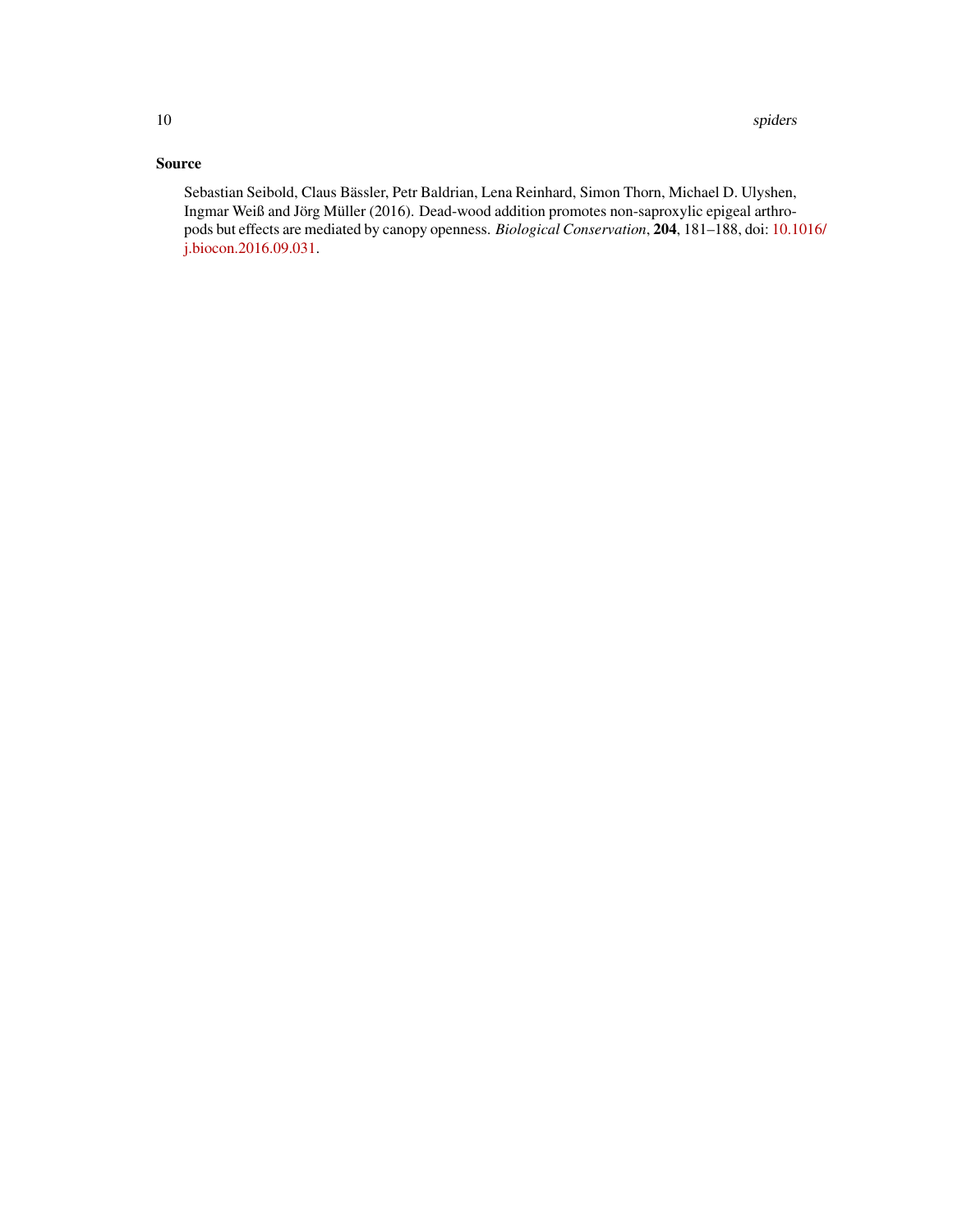### Source

Sebastian Seibold, Claus Bässler, Petr Baldrian, Lena Reinhard, Simon Thorn, Michael D. Ulyshen, Ingmar Weiß and Jörg Müller (2016). Dead-wood addition promotes non-saproxylic epigeal arthropods but effects are mediated by canopy openness. *Biological Conservation*, **204**, 181–188, doi: 10.1016/j.biocon.2016.09.031.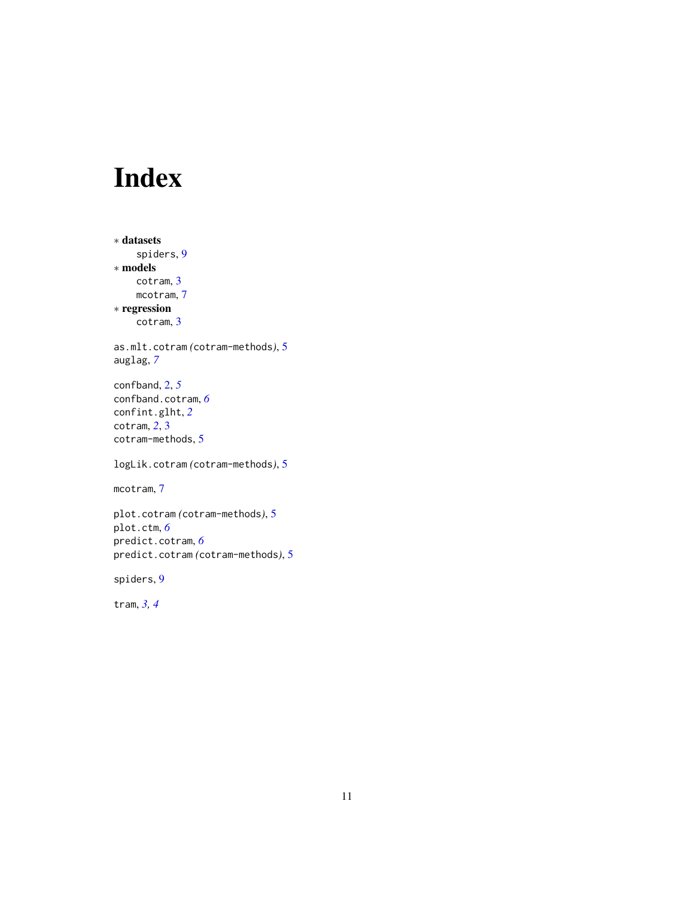# Index

∗ **datasets**
  spiders, 9
∗ **models**
  cotram, 3
  mcotram, 7
∗ **regression**
  cotram, 3

as.mlt.cotram *(*cotram-methods*)*, 5
auglag, *7*

confband, 2, *5*
confband.cotram, *6*
confint.glht, *2*
cotram, *2*, 3
cotram-methods, 5

logLik.cotram *(*cotram-methods*)*, 5

mcotram, 7

plot.cotram *(*cotram-methods*)*, 5
plot.ctm, *6*
predict.cotram, *6*
predict.cotram *(*cotram-methods*)*, 5

spiders, 9

tram, *3, 4*